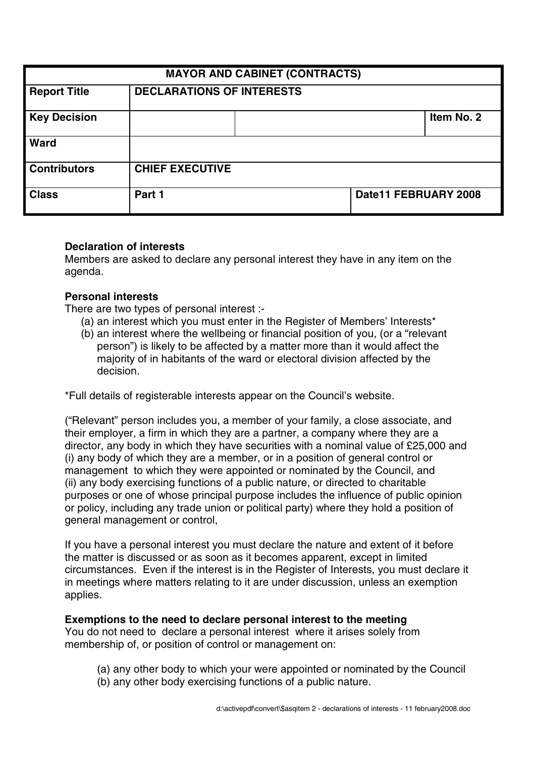| MAYOR AND CABINET (CONTRACTS) | | | |
| --- | --- | --- | --- |
| **Report Title** | **DECLARATIONS OF INTERESTS** | | |
| **Key Decision** | | | **Item No. 2** |
| **Ward** | | | |
| **Contributors** | **CHIEF EXECUTIVE** | | |
| **Class** | **Part 1** | | **Date11 FEBRUARY 2008** |

**Declaration of interests**
Members are asked to declare any personal interest they have in any item on the agenda.

**Personal interests**
There are two types of personal interest :-

(a) an interest which you must enter in the Register of Members' Interests*
(b) an interest where the wellbeing or financial position of you, (or a "relevant person") is likely to be affected by a matter more than it would affect the majority of in habitants of the ward or electoral division affected by the decision.

*Full details of registerable interests appear on the Council's website.

("Relevant" person includes you, a member of your family, a close associate, and their employer, a firm in which they are a partner, a company where they are a director, any body in which they have securities with a nominal value of £25,000 and (i) any body of which they are a member, or in a position of general control or management to which they were appointed or nominated by the Council, and (ii) any body exercising functions of a public nature, or directed to charitable purposes or one of whose principal purpose includes the influence of public opinion or policy, including any trade union or political party) where they hold a position of general management or control,

If you have a personal interest you must declare the nature and extent of it before the matter is discussed or as soon as it becomes apparent, except in limited circumstances. Even if the interest is in the Register of Interests, you must declare it in meetings where matters relating to it are under discussion, unless an exemption applies.

**Exemptions to the need to declare personal interest to the meeting**
You do not need to declare a personal interest where it arises solely from membership of, or position of control or management on:

(a) any other body to which your were appointed or nominated by the Council
(b) any other body exercising functions of a public nature.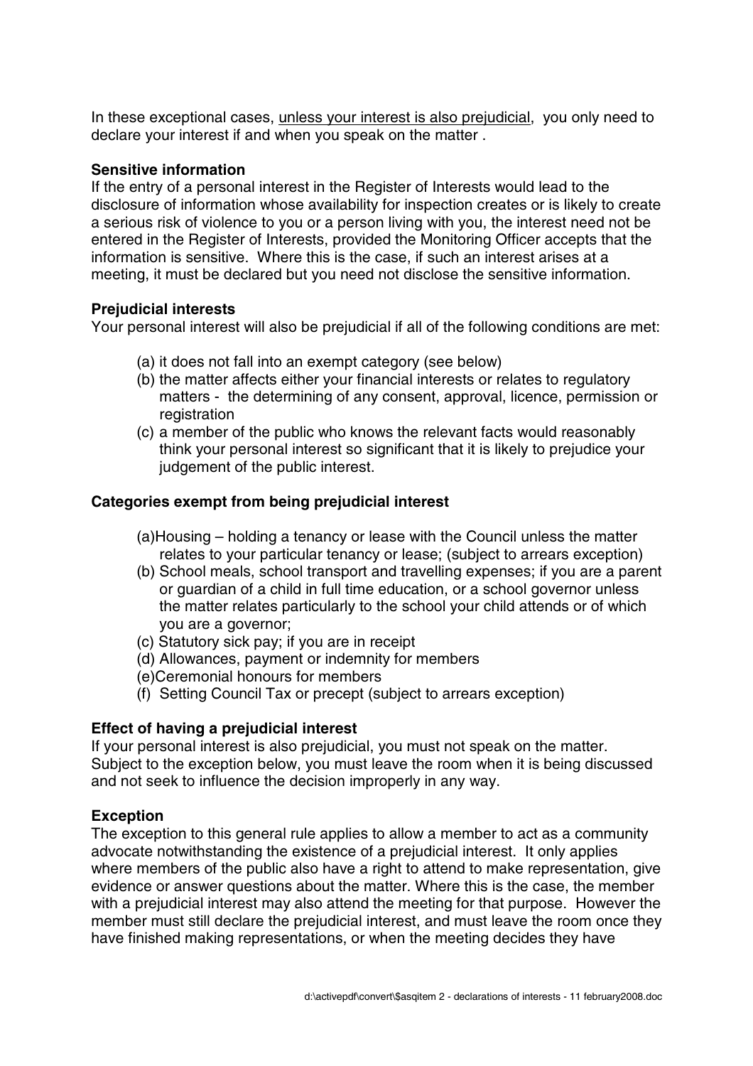In these exceptional cases, <u>unless your interest is also prejudicial</u>, you only need to declare your interest if and when you speak on the matter .

**Sensitive information**

If the entry of a personal interest in the Register of Interests would lead to the disclosure of information whose availability for inspection creates or is likely to create a serious risk of violence to you or a person living with you, the interest need not be entered in the Register of Interests, provided the Monitoring Officer accepts that the information is sensitive. Where this is the case, if such an interest arises at a meeting, it must be declared but you need not disclose the sensitive information.

**Prejudicial interests**

Your personal interest will also be prejudicial if all of the following conditions are met:

(a) it does not fall into an exempt category (see below)
(b) the matter affects either your financial interests or relates to regulatory matters - the determining of any consent, approval, licence, permission or registration
(c) a member of the public who knows the relevant facts would reasonably think your personal interest so significant that it is likely to prejudice your judgement of the public interest.

**Categories exempt from being prejudicial interest**

(a)Housing – holding a tenancy or lease with the Council unless the matter relates to your particular tenancy or lease; (subject to arrears exception)
(b) School meals, school transport and travelling expenses; if you are a parent or guardian of a child in full time education, or a school governor unless the matter relates particularly to the school your child attends or of which you are a governor;
(c) Statutory sick pay; if you are in receipt
(d) Allowances, payment or indemnity for members
(e)Ceremonial honours for members
(f) Setting Council Tax or precept (subject to arrears exception)

**Effect of having a prejudicial interest**

If your personal interest is also prejudicial, you must not speak on the matter. Subject to the exception below, you must leave the room when it is being discussed and not seek to influence the decision improperly in any way.

**Exception**

The exception to this general rule applies to allow a member to act as a community advocate notwithstanding the existence of a prejudicial interest. It only applies where members of the public also have a right to attend to make representation, give evidence or answer questions about the matter. Where this is the case, the member with a prejudicial interest may also attend the meeting for that purpose. However the member must still declare the prejudicial interest, and must leave the room once they have finished making representations, or when the meeting decides they have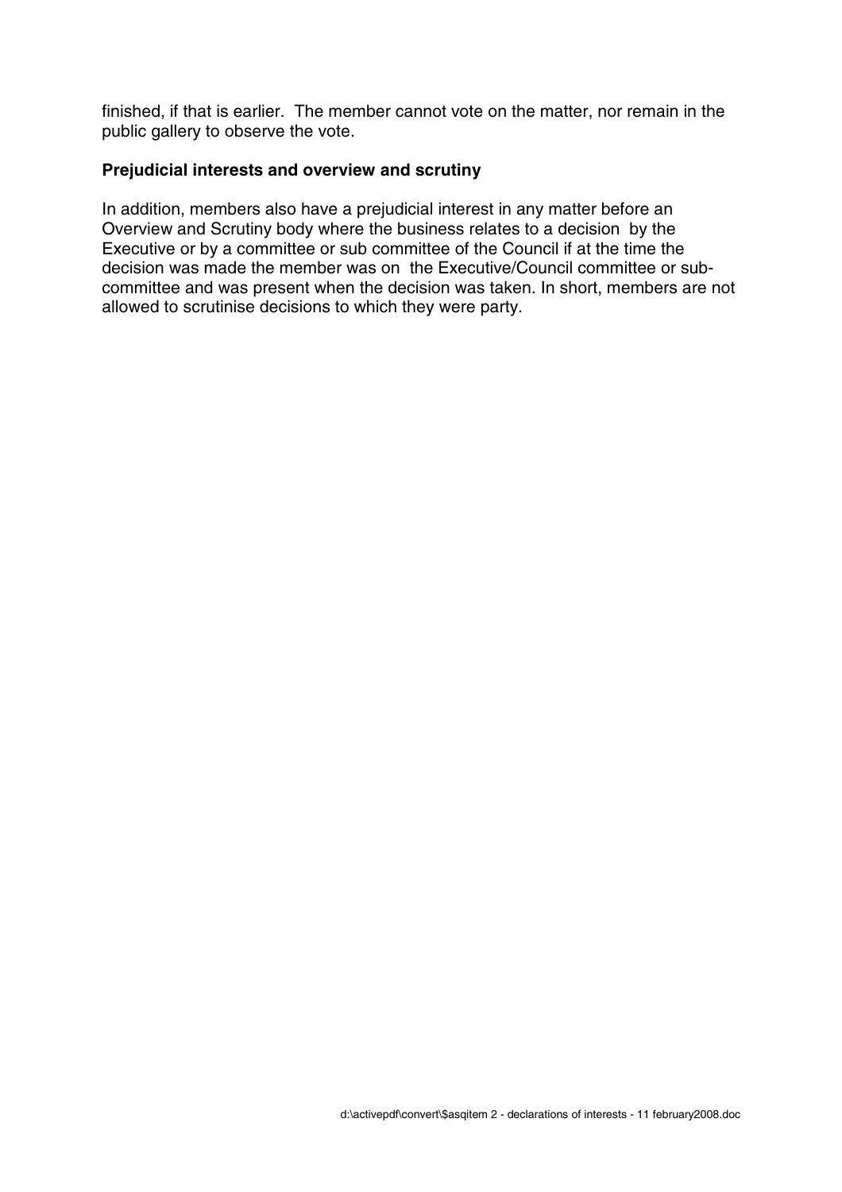finished, if that is earlier. The member cannot vote on the matter, nor remain in the public gallery to observe the vote.

**Prejudicial interests and overview and scrutiny**

In addition, members also have a prejudicial interest in any matter before an Overview and Scrutiny body where the business relates to a decision by the Executive or by a committee or sub committee of the Council if at the time the decision was made the member was on the Executive/Council committee or sub-committee and was present when the decision was taken. In short, members are not allowed to scrutinise decisions to which they were party.